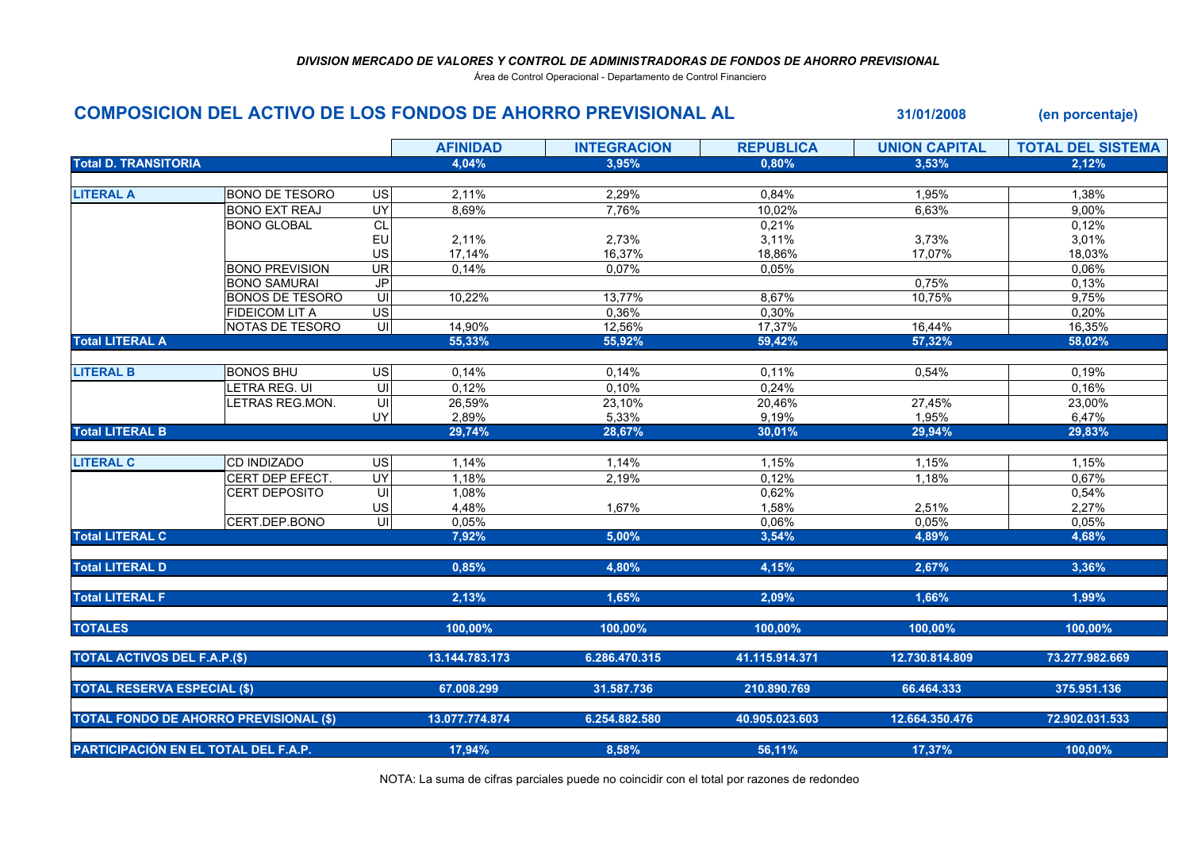***DIVISION MERCADO DE VALORES Y CONTROL DE ADMINISTRADORAS DE FONDOS DE AHORRO PREVISIONAL***

Área de Control Operacional - Departamento de Control Financiero

## COMPOSICION DEL ACTIVO DE LOS FONDOS DE AHORRO PREVISIONAL AL 31/01/2008 (en porcentaje)

| | | | AFINIDAD | INTEGRACION | REPUBLICA | UNION CAPITAL | TOTAL DEL SISTEMA |
|---|---|---|---|---|---|---|---|
| **Total D. TRANSITORIA** | | | **4,04%** | **3,95%** | **0,80%** | **3,53%** | **2,12%** |
| **LITERAL A** | BONO DE TESORO | US | 2,11% | 2,29% | 0,84% | 1,95% | 1,38% |
| | BONO EXT REAJ | UY | 8,69% | 7,76% | 10,02% | 6,63% | 9,00% |
| | BONO GLOBAL | CL | | | 0,21% | | 0,12% |
| | | EU | 2,11% | 2,73% | 3,11% | 3,73% | 3,01% |
| | | US | 17,14% | 16,37% | 18,86% | 17,07% | 18,03% |
| | BONO PREVISION | UR | 0,14% | 0,07% | 0,05% | | 0,06% |
| | BONO SAMURAI | JP | | | | 0,75% | 0,13% |
| | BONOS DE TESORO | UI | 10,22% | 13,77% | 8,67% | 10,75% | 9,75% |
| | FIDEICOM LIT A | US | | 0,36% | 0,30% | | 0,20% |
| | NOTAS DE TESORO | UI | 14,90% | 12,56% | 17,37% | 16,44% | 16,35% |
| **Total LITERAL A** | | | **55,33%** | **55,92%** | **59,42%** | **57,32%** | **58,02%** |
| **LITERAL B** | BONOS BHU | US | 0,14% | 0,14% | 0,11% | 0,54% | 0,19% |
| | LETRA REG. UI | UI | 0,12% | 0,10% | 0,24% | | 0,16% |
| | LETRAS REG.MON. | UI | 26,59% | 23,10% | 20,46% | 27,45% | 23,00% |
| | | UY | 2,89% | 5,33% | 9,19% | 1,95% | 6,47% |
| **Total LITERAL B** | | | **29,74%** | **28,67%** | **30,01%** | **29,94%** | **29,83%** |
| **LITERAL C** | CD INDIZADO | US | 1,14% | 1,14% | 1,15% | 1,15% | 1,15% |
| | CERT DEP EFECT. | UY | 1,18% | 2,19% | 0,12% | 1,18% | 0,67% |
| | CERT DEPOSITO | UI | 1,08% | | 0,62% | | 0,54% |
| | | US | 4,48% | 1,67% | 1,58% | 2,51% | 2,27% |
| | CERT.DEP.BONO | UI | 0,05% | | 0,06% | 0,05% | 0,05% |
| **Total LITERAL C** | | | **7,92%** | **5,00%** | **3,54%** | **4,89%** | **4,68%** |
| **Total LITERAL D** | | | **0,85%** | **4,80%** | **4,15%** | **2,67%** | **3,36%** |
| **Total LITERAL F** | | | **2,13%** | **1,65%** | **2,09%** | **1,66%** | **1,99%** |
| **TOTALES** | | | **100,00%** | **100,00%** | **100,00%** | **100,00%** | **100,00%** |
| **TOTAL ACTIVOS DEL F.A.P.($)** | | | **13.144.783.173** | **6.286.470.315** | **41.115.914.371** | **12.730.814.809** | **73.277.982.669** |
| **TOTAL RESERVA ESPECIAL ($)** | | | **67.008.299** | **31.587.736** | **210.890.769** | **66.464.333** | **375.951.136** |
| **TOTAL FONDO DE AHORRO PREVISIONAL ($)** | | | **13.077.774.874** | **6.254.882.580** | **40.905.023.603** | **12.664.350.476** | **72.902.031.533** |
| **PARTICIPACIÓN EN EL TOTAL DEL F.A.P.** | | | **17,94%** | **8,58%** | **56,11%** | **17,37%** | **100,00%** |

NOTA: La suma de cifras parciales puede no coincidir con el total por razones de redondeo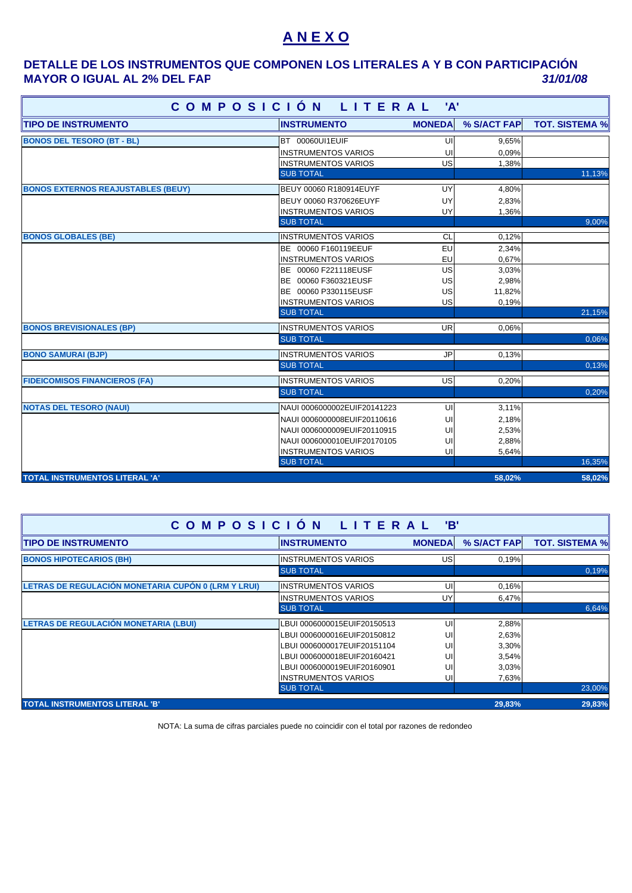# ANEXO

## DETALLE DE LOS INSTRUMENTOS QUE COMPONEN LOS LITERALES A Y B CON PARTICIPACIÓN MAYOR O IGUAL AL 2% DEL FAP

*31/01/08*

### COMPOSICIÓN LITERAL 'A'

| TIPO DE INSTRUMENTO | INSTRUMENTO | MONEDA | % S/ACT FAP | TOT. SISTEMA % |
|---|---|---|---|---|
| **BONOS DEL TESORO (BT - BL)** | BT 00060UI1EUIF | UI | 9,65% | |
| | INSTRUMENTOS VARIOS | UI | 0,09% | |
| | INSTRUMENTOS VARIOS | US | 1,38% | |
| | SUB TOTAL | | | 11,13% |
| **BONOS EXTERNOS REAJUSTABLES (BEUY)** | BEUY 00060 R180914EUYF | UY | 4,80% | |
| | BEUY 00060 R370626EUYF | UY | 2,83% | |
| | INSTRUMENTOS VARIOS | UY | 1,36% | |
| | SUB TOTAL | | | 9,00% |
| **BONOS GLOBALES (BE)** | INSTRUMENTOS VARIOS | CL | 0,12% | |
| | BE 00060 F160119EEUF | EU | 2,34% | |
| | INSTRUMENTOS VARIOS | EU | 0,67% | |
| | BE 00060 F221118EUSF | US | 3,03% | |
| | BE 00060 F360321EUSF | US | 2,98% | |
| | BE 00060 P330115EUSF | US | 11,82% | |
| | INSTRUMENTOS VARIOS | US | 0,19% | |
| | SUB TOTAL | | | 21,15% |
| **BONOS BREVISIONALES (BP)** | INSTRUMENTOS VARIOS | UR | 0,06% | |
| | SUB TOTAL | | | 0,06% |
| **BONO SAMURAI (BJP)** | INSTRUMENTOS VARIOS | JP | 0,13% | |
| | SUB TOTAL | | | 0,13% |
| **FIDEICOMISOS FINANCIEROS (FA)** | INSTRUMENTOS VARIOS | US | 0,20% | |
| | SUB TOTAL | | | 0,20% |
| **NOTAS DEL TESORO (NAUI)** | NAUI 0006000002EUIF20141223 | UI | 3,11% | |
| | NAUI 0006000008EUIF20110616 | UI | 2,18% | |
| | NAUI 0006000009EUIF20110915 | UI | 2,53% | |
| | NAUI 0006000010EUIF20170105 | UI | 2,88% | |
| | INSTRUMENTOS VARIOS | UI | 5,64% | |
| | SUB TOTAL | | | 16,35% |
| **TOTAL INSTRUMENTOS LITERAL 'A'** | | | **58,02%** | **58,02%** |

### COMPOSICIÓN LITERAL 'B'

| TIPO DE INSTRUMENTO | INSTRUMENTO | MONEDA | % S/ACT FAP | TOT. SISTEMA % |
|---|---|---|---|---|
| **BONOS HIPOTECARIOS (BH)** | INSTRUMENTOS VARIOS | US | 0,19% | |
| | SUB TOTAL | | | 0,19% |
| **LETRAS DE REGULACIÓN MONETARIA CUPÓN 0 (LRM Y LRUI)** | INSTRUMENTOS VARIOS | UI | 0,16% | |
| | INSTRUMENTOS VARIOS | UY | 6,47% | |
| | SUB TOTAL | | | 6,64% |
| **LETRAS DE REGULACIÓN MONETARIA (LBUI)** | LBUI 0006000015EUIF20150513 | UI | 2,88% | |
| | LBUI 0006000016EUIF20150812 | UI | 2,63% | |
| | LBUI 0006000017EUIF20151104 | UI | 3,30% | |
| | LBUI 0006000018EUIF20160421 | UI | 3,54% | |
| | LBUI 0006000019EUIF20160901 | UI | 3,03% | |
| | INSTRUMENTOS VARIOS | UI | 7,63% | |
| | SUB TOTAL | | | 23,00% |
| **TOTAL INSTRUMENTOS LITERAL 'B'** | | | **29,83%** | **29,83%** |

NOTA: La suma de cifras parciales puede no coincidir con el total por razones de redondeo